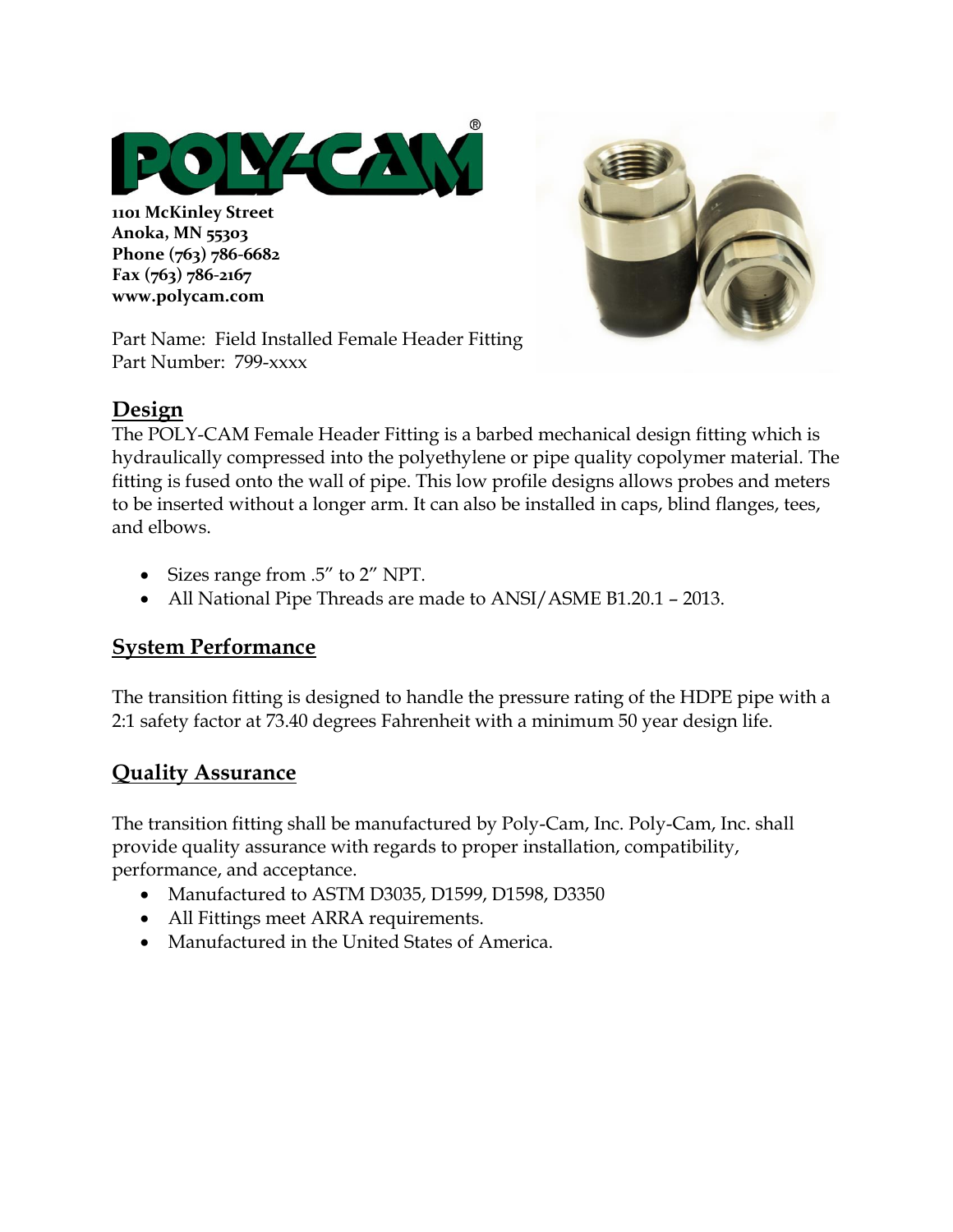**1101 McKinley Street**
**Anoka, MN 55303**
**Phone (763) 786-6682**
**Fax (763) 786-2167**
**www.polycam.com**

Part Name: Field Installed Female Header Fitting
Part Number: 799-xxxx

## Design

The POLY-CAM Female Header Fitting is a barbed mechanical design fitting which is hydraulically compressed into the polyethylene or pipe quality copolymer material. The fitting is fused onto the wall of pipe. This low profile designs allows probes and meters to be inserted without a longer arm. It can also be installed in caps, blind flanges, tees, and elbows.

- Sizes range from .5" to 2" NPT.
- All National Pipe Threads are made to ANSI/ASME B1.20.1 – 2013.

## System Performance

The transition fitting is designed to handle the pressure rating of the HDPE pipe with a 2:1 safety factor at 73.40 degrees Fahrenheit with a minimum 50 year design life.

## Quality Assurance

The transition fitting shall be manufactured by Poly-Cam, Inc. Poly-Cam, Inc. shall provide quality assurance with regards to proper installation, compatibility, performance, and acceptance.

- Manufactured to ASTM D3035, D1599, D1598, D3350
- All Fittings meet ARRA requirements.
- Manufactured in the United States of America.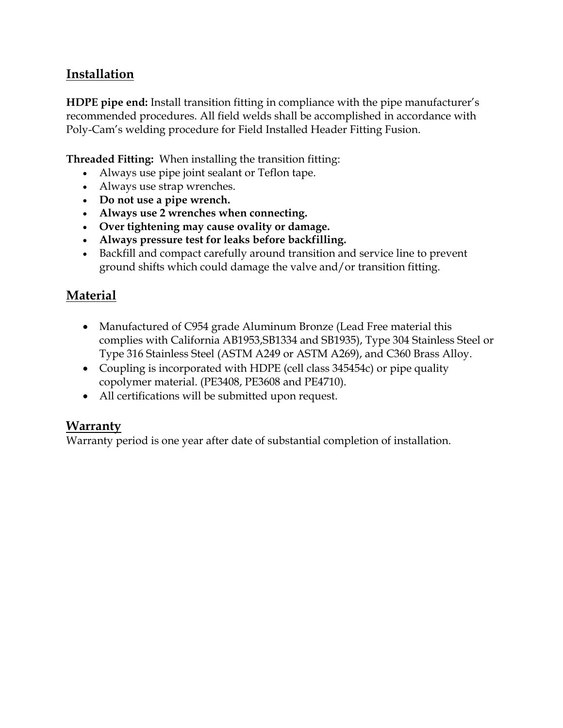## Installation

**HDPE pipe end:** Install transition fitting in compliance with the pipe manufacturer's recommended procedures. All field welds shall be accomplished in accordance with Poly-Cam's welding procedure for Field Installed Header Fitting Fusion.

**Threaded Fitting:** When installing the transition fitting:

- Always use pipe joint sealant or Teflon tape.
- Always use strap wrenches.
- **Do not use a pipe wrench.**
- **Always use 2 wrenches when connecting.**
- **Over tightening may cause ovality or damage.**
- **Always pressure test for leaks before backfilling.**
- Backfill and compact carefully around transition and service line to prevent ground shifts which could damage the valve and/or transition fitting.

## Material

- Manufactured of C954 grade Aluminum Bronze (Lead Free material this complies with California AB1953,SB1334 and SB1935), Type 304 Stainless Steel or Type 316 Stainless Steel (ASTM A249 or ASTM A269), and C360 Brass Alloy.
- Coupling is incorporated with HDPE (cell class 345454c) or pipe quality copolymer material. (PE3408, PE3608 and PE4710).
- All certifications will be submitted upon request.

## Warranty

Warranty period is one year after date of substantial completion of installation.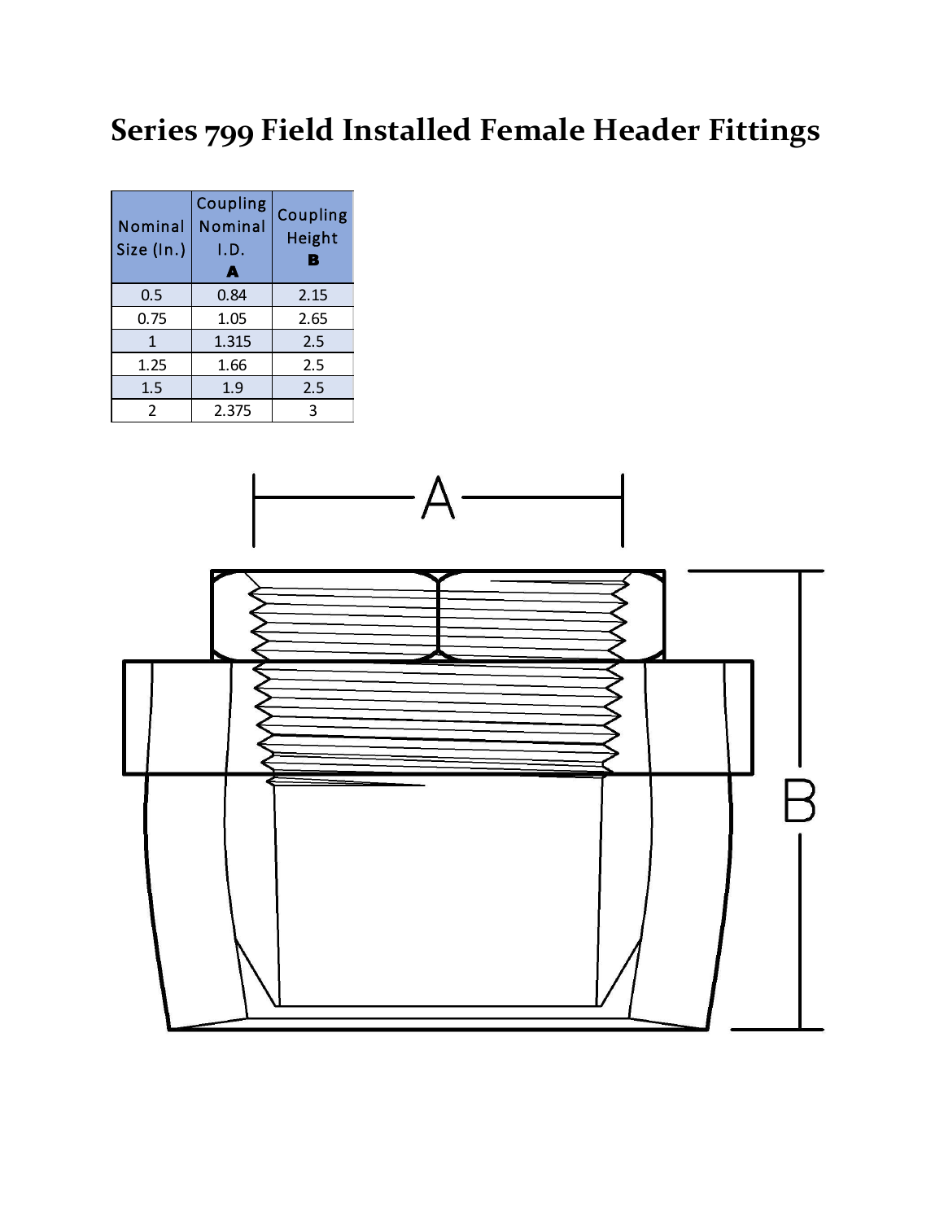# Series 799 Field Installed Female Header Fittings

| Nominal Size (In.) | Coupling Nominal I.D. **A** | Coupling Height **B** |
|---|---|---|
| 0.5 | 0.84 | 2.15 |
| 0.75 | 1.05 | 2.65 |
| 1 | 1.315 | 2.5 |
| 1.25 | 1.66 | 2.5 |
| 1.5 | 1.9 | 2.5 |
| 2 | 2.375 | 3 |

A

B